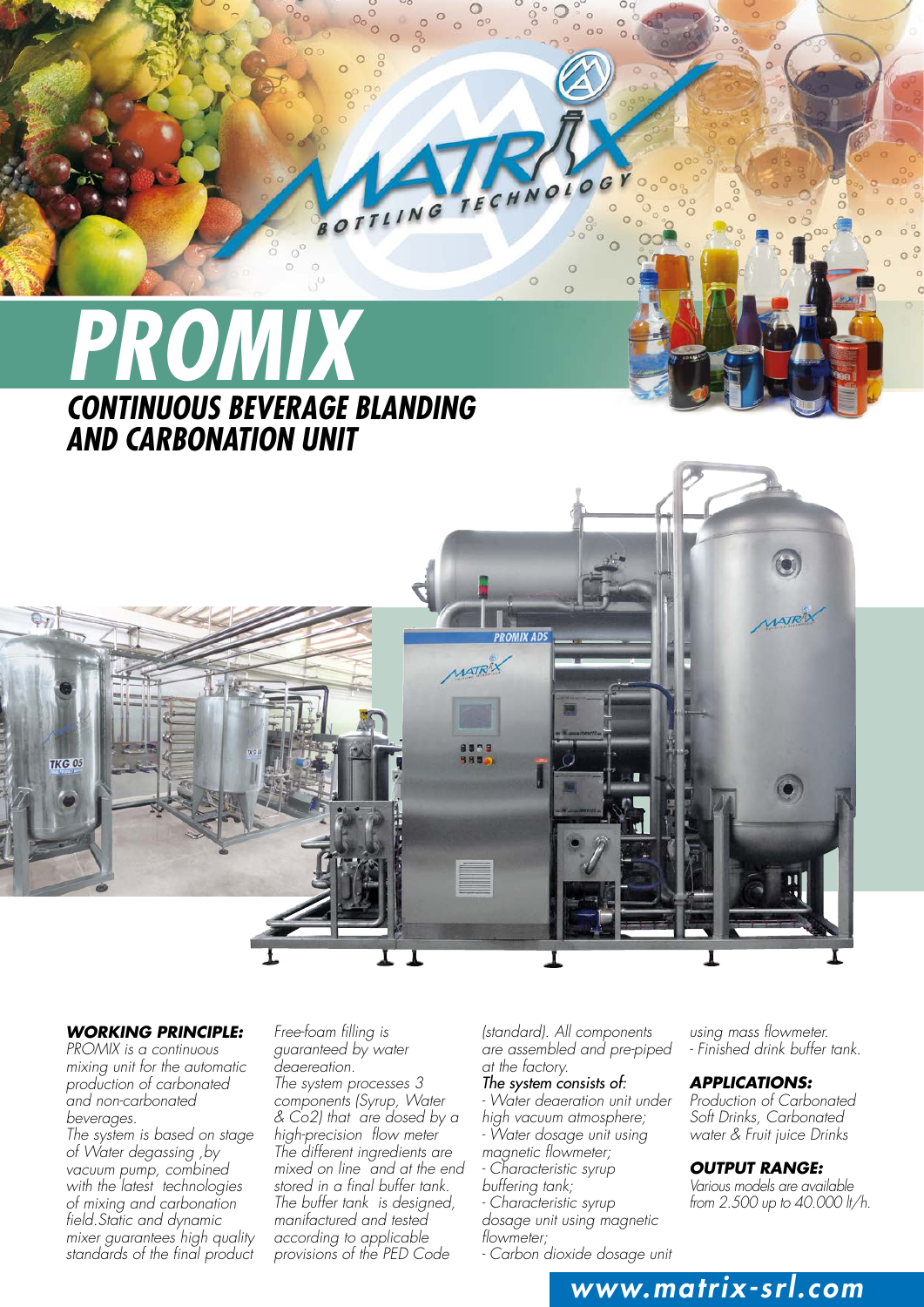# PROMIX

## CONTINUOUS BEVERAGE BLANDING AND CARBONATION UNIT

### WORKING PRINCIPLE:

*PROMIX is a continuous mixing unit for the automatic production of carbonated and non-carbonated beverages.*
*The system is based on stage of Water degassing ,by vacuum pump, combined with the latest technologies of mixing and carbonation field.Static and dynamic mixer guarantees high quality standards of the final product Free-foam filling is guaranteed by water deaereation.*
*The system processes 3 components (Syrup, Water & Co2) that are dosed by a high-precision flow meter*
*The different ingredients are mixed on line and at the end stored in a final buffer tank.*
*The buffer tank is designed, manifactured and tested according to applicable provisions of the PED Code (standard). All components are assembled and pre-piped at the factory.*

*The system consists of:*

- *Water deaeration unit under high vacuum atmosphere;*
- *Water dosage unit using magnetic flowmeter;*
- *Characteristic syrup buffering tank;*
- *Characteristic syrup dosage unit using magnetic flowmeter;*
- *Carbon dioxide dosage unit using mass flowmeter.*
- *Finished drink buffer tank.*

### APPLICATIONS:

*Production of Carbonated Soft Drinks, Carbonated water & Fruit juice Drinks*

### OUTPUT RANGE:

*Various models are available from 2.500 up to 40.000 lt/h.*

www.matrix-srl.com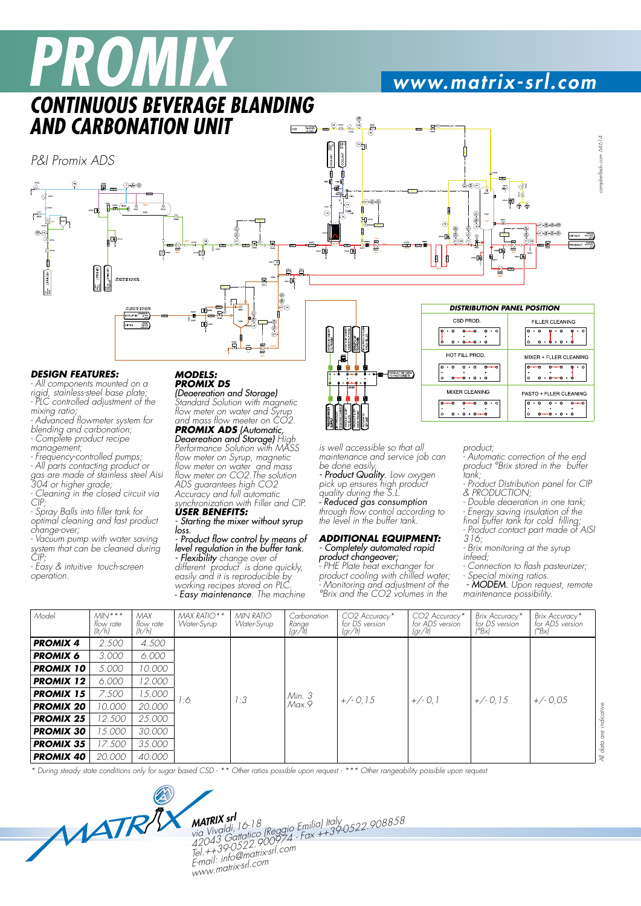# PROMIX

www.matrix-srl.com

## CONTINUOUS BEVERAGE BLANDING AND CARBONATION UNIT

*P&I Promix ADS*

**DISTRIBUTION PANEL POSITION**

CSD PROD.
FILLER CLEANING
HOT FILL PROD.
MIXER + FLLER CLEANING
MIXER CLEANING
PASTO + FLLER CLEANING

### DESIGN FEATURES:

- All components mounted on a rigid, stainless-steel base plate;
- PLC controlled adjustment of the mixing ratio;
- Advanced flowmeter system for blending and carbonation;
- Complete product recipe management;
- Frequency-controlled pumps;
- All parts contacting product or gas are made of stainless steel Aisi 304 or higher grade;
- Cleaning in the closed circuit via CIP;
- Spray Balls into filler tank for optimal cleaning and fast product change-over;
- Vacuum pump with water saving system that can be cleaned during CIP;
- Easy & intuitive touch-screen operation.

### MODELS:

**PROMIX DS**
*(Deaereation and Storage)*
Standard Solution with magnetic flow meter on water and Syrup and mass flow meeter on $CO_2$.

**PROMIX ADS** *(Automatic, Deaereation and Storage)* High Performance Solution with MASS flow meter on Syrup, magnetic flow meter on water and mass flow meter on $CO_2$. The solution ADS guarantees high $CO_2$ Accuracy and full automatic synchronization with Filler and CIP.

### USER BENEFITS:

- Starting the mixer without syrup loss.
- Product flow control by means of level regulation in the buffer tank.
- **Flexibility** change over of different product is done quickly, easily and it is reproducible by working recipes stored on PLC.
- **Easy maintenance**. The machine is well accessible so that all maintenance and service job can be done easily.
- **Product Quality**. Low oxygen pick up ensures high product quality during the S.L.
- **Reduced gas consumption** through flow control according to the level in the buffer tank.

### ADDITIONAL EQUIPMENT:

- Completely automated rapid product changeover;
- PHE Plate heat exchanger for product cooling with chilled water;
- Monitoring and adjustment of the °Brix and the $CO_2$ volumes in the product;
- Automatic correction of the end product °Brix stored in the buffer tank;
- Product Distribution panel for CIP & PRODUCTION;
- Double deaeration in one tank;
- Energy saving insulation of the final buffer tank for cold filling;
- Product contact part made of AISI 316;
- Brix monitoring at the syrup infeed;
- Connection to flash pasteurizer;
- Special mixing ratios.
- **MODEM.** Upon request, remote maintenance possibility.

| Model | MIN*** flow rate (lt/h) | MAX flow rate (lt/h) | MAX RATIO** Water-Syrup | MIN RATIO Water-Syrup | Carbonation Range (gr/lt) | $CO_2$ Accuracy* for DS version (gr/lt) | $CO_2$ Accuracy* for ADS version (gr/lt) | Brix Accuracy* for DS version (°Bx) | Brix Accuracy* for ADS version (°Bx) |
|---|---|---|---|---|---|---|---|---|---|
| **PROMIX 4** | 2.500 | 4.500 | 1:6 | 1:3 | Min. 3 Max.9 | +/- 0,15 | +/- 0,1 | +/- 0,15 | +/- 0,05 |
| **PROMIX 6** | 3.000 | 6.000 | | | | | | | |
| **PROMIX 10** | 5.000 | 10.000 | | | | | | | |
| **PROMIX 12** | 6.000 | 12.000 | | | | | | | |
| **PROMIX 15** | 7.500 | 15.000 | | | | | | | |
| **PROMIX 20** | 10.000 | 20.000 | | | | | | | |
| **PROMIX 25** | 12.500 | 25.000 | | | | | | | |
| **PROMIX 30** | 15.000 | 30.000 | | | | | | | |
| **PROMIX 35** | 17.500 | 35.000 | | | | | | | |
| **PROMIX 40** | 20.000 | 40.000 | | | | | | | |

*All data are indicative.*

\* During steady state conditions only for sugar based CSD - ** Other ratios possible upon request - *** Other rangeability possible upon request

**MATRIX srl**
via Vivaldi, 16-18
42043 Gattatico (Reggio Emilia) Italy
Tel.++39-0522.900974 - Fax ++39-0522.908858
E-mail: info@matrix-srl.com
www.matrix-srl.com